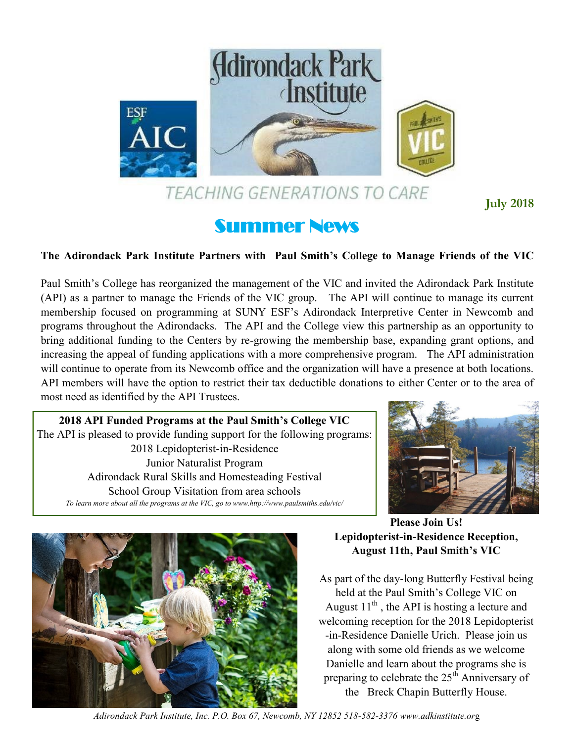# Adirondack Park Institute

TEACHING GENERATIONS TO CARE

**July 2018**

# Summer News

**The Adirondack Park Institute Partners with Paul Smith's College to Manage Friends of the VIC**

Paul Smith's College has reorganized the management of the VIC and invited the Adirondack Park Institute (API) as a partner to manage the Friends of the VIC group. The API will continue to manage its current membership focused on programming at SUNY ESF's Adirondack Interpretive Center in Newcomb and programs throughout the Adirondacks. The API and the College view this partnership as an opportunity to bring additional funding to the Centers by re-growing the membership base, expanding grant options, and increasing the appeal of funding applications with a more comprehensive program. The API administration will continue to operate from its Newcomb office and the organization will have a presence at both locations. API members will have the option to restrict their tax deductible donations to either Center or to the area of most need as identified by the API Trustees.

**2018 API Funded Programs at the Paul Smith's College VIC**

The API is pleased to provide funding support for the following programs:

2018 Lepidopterist-in-Residence

Junior Naturalist Program

Adirondack Rural Skills and Homesteading Festival

School Group Visitation from area schools

*To learn more about all the programs at the VIC, go to www.http://www.paulsmiths.edu/vic/*

**Please Join Us!**
**Lepidopterist-in-Residence Reception, August 11th, Paul Smith's VIC**

As part of the day-long Butterfly Festival being held at the Paul Smith's College VIC on August 11th, the API is hosting a lecture and welcoming reception for the 2018 Lepidopterist-in-Residence Danielle Urich. Please join us along with some old friends as we welcome Danielle and learn about the programs she is preparing to celebrate the 25th Anniversary of the Breck Chapin Butterfly House.

*Adirondack Park Institute, Inc. P.O. Box 67, Newcomb, NY 12852 518-582-3376 www.adkinstitute.org*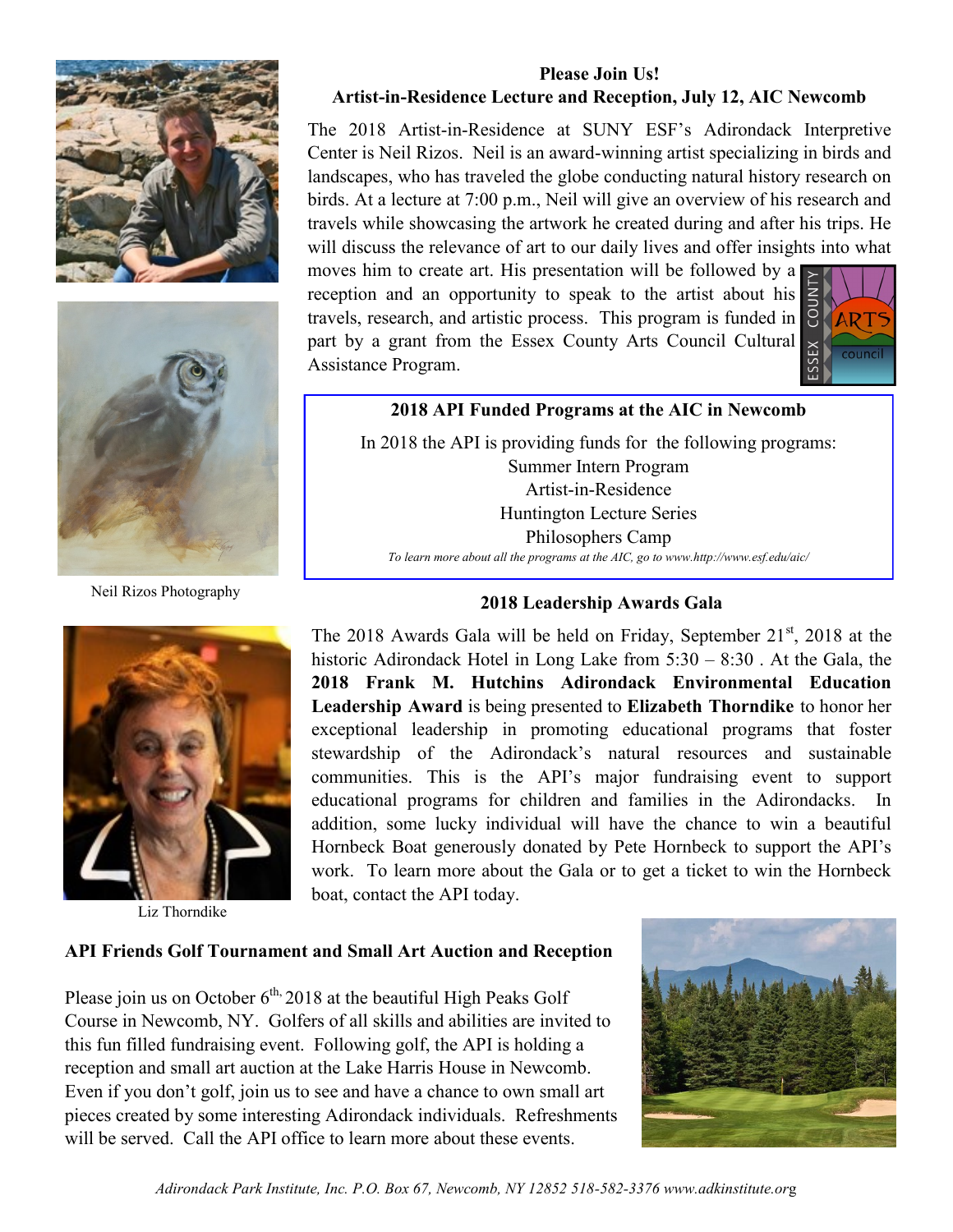Neil Rizos Photography

## Please Join Us!
## Artist-in-Residence Lecture and Reception, July 12, AIC Newcomb

The 2018 Artist-in-Residence at SUNY ESF's Adirondack Interpretive Center is Neil Rizos. Neil is an award-winning artist specializing in birds and landscapes, who has traveled the globe conducting natural history research on birds. At a lecture at 7:00 p.m., Neil will give an overview of his research and travels while showcasing the artwork he created during and after his trips. He will discuss the relevance of art to our daily lives and offer insights into what moves him to create art. His presentation will be followed by a reception and an opportunity to speak to the artist about his travels, research, and artistic process. This program is funded in part by a grant from the Essex County Arts Council Cultural Assistance Program.

ESSEX COUNTY ARTS council

### 2018 API Funded Programs at the AIC in Newcomb

In 2018 the API is providing funds for the following programs:

Summer Intern Program
Artist-in-Residence
Huntington Lecture Series
Philosophers Camp

*To learn more about all the programs at the AIC, go to www.http://www.esf.edu/aic/*

## 2018 Leadership Awards Gala

The 2018 Awards Gala will be held on Friday, September 21st, 2018 at the historic Adirondack Hotel in Long Lake from 5:30 – 8:30 . At the Gala, the **2018 Frank M. Hutchins Adirondack Environmental Education Leadership Award** is being presented to **Elizabeth Thorndike** to honor her exceptional leadership in promoting educational programs that foster stewardship of the Adirondack's natural resources and sustainable communities. This is the API's major fundraising event to support educational programs for children and families in the Adirondacks. In addition, some lucky individual will have the chance to win a beautiful Hornbeck Boat generously donated by Pete Hornbeck to support the API's work. To learn more about the Gala or to get a ticket to win the Hornbeck boat, contact the API today.

Liz Thorndike

## API Friends Golf Tournament and Small Art Auction and Reception

Please join us on October 6th, 2018 at the beautiful High Peaks Golf Course in Newcomb, NY. Golfers of all skills and abilities are invited to this fun filled fundraising event. Following golf, the API is holding a reception and small art auction at the Lake Harris House in Newcomb. Even if you don't golf, join us to see and have a chance to own small art pieces created by some interesting Adirondack individuals. Refreshments will be served. Call the API office to learn more about these events.

*Adirondack Park Institute, Inc. P.O. Box 67, Newcomb, NY 12852 518-582-3376 www.adkinstitute.org*